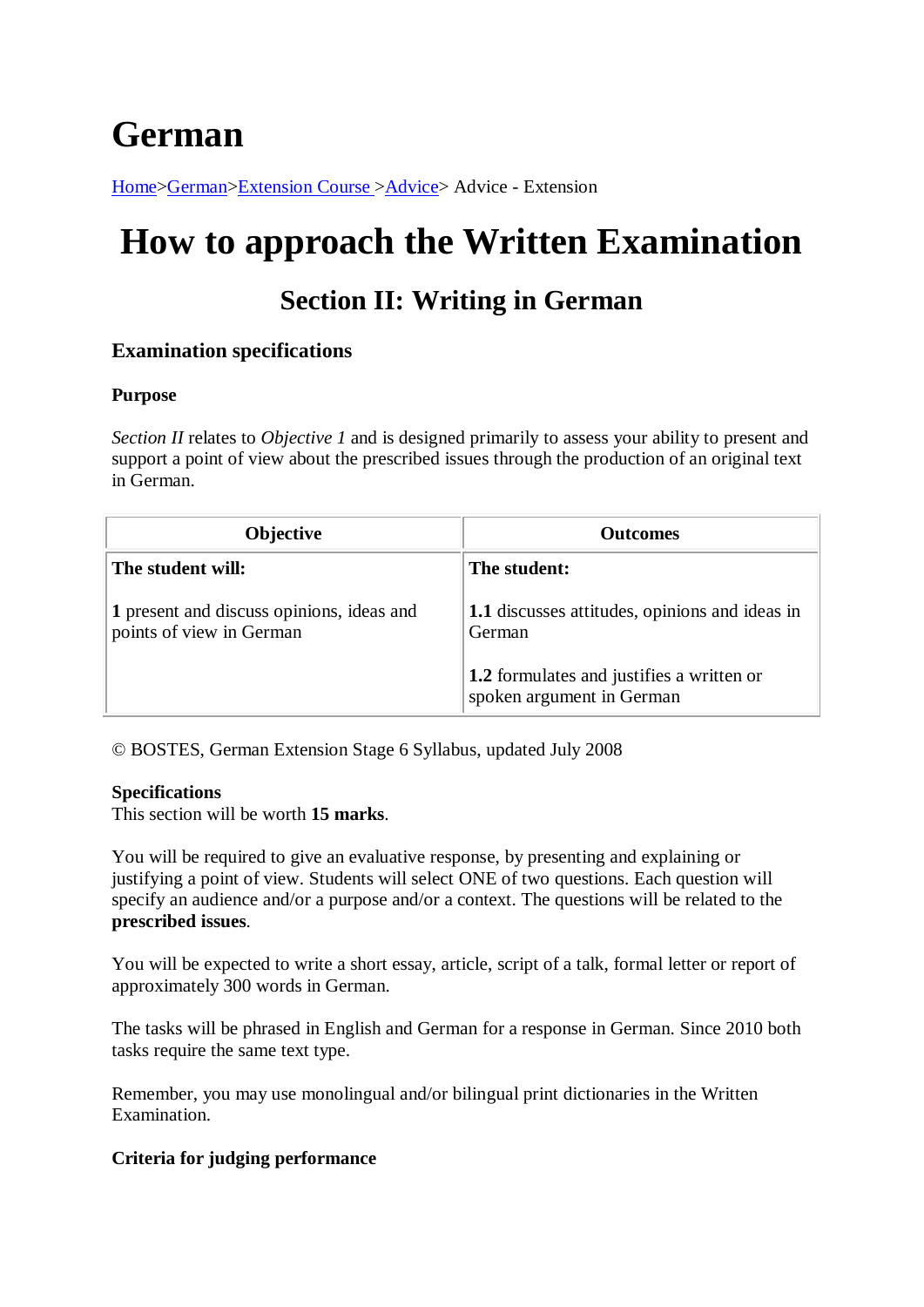# German

[Home](#)>[German](#)>[Extension Course ](#)>[Advice](#)> Advice - Extension

# How to approach the Written Examination

## Section II: Writing in German

### Examination specifications

**Purpose**

*Section II* relates to *Objective 1* and is designed primarily to assess your ability to present and support a point of view about the prescribed issues through the production of an original text in German.

| Objective | Outcomes |
|---|---|
| **The student will:**<br><br>**1** present and discuss opinions, ideas and points of view in German | **The student:**<br><br>**1.1** discusses attitudes, opinions and ideas in German<br><br>**1.2** formulates and justifies a written or spoken argument in German |

© BOSTES, German Extension Stage 6 Syllabus, updated July 2008

**Specifications**
This section will be worth **15 marks**.

You will be required to give an evaluative response, by presenting and explaining or justifying a point of view. Students will select ONE of two questions. Each question will specify an audience and/or a purpose and/or a context. The questions will be related to the **prescribed issues**.

You will be expected to write a short essay, article, script of a talk, formal letter or report of approximately 300 words in German.

The tasks will be phrased in English and German for a response in German. Since 2010 both tasks require the same text type.

Remember, you may use monolingual and/or bilingual print dictionaries in the Written Examination.

**Criteria for judging performance**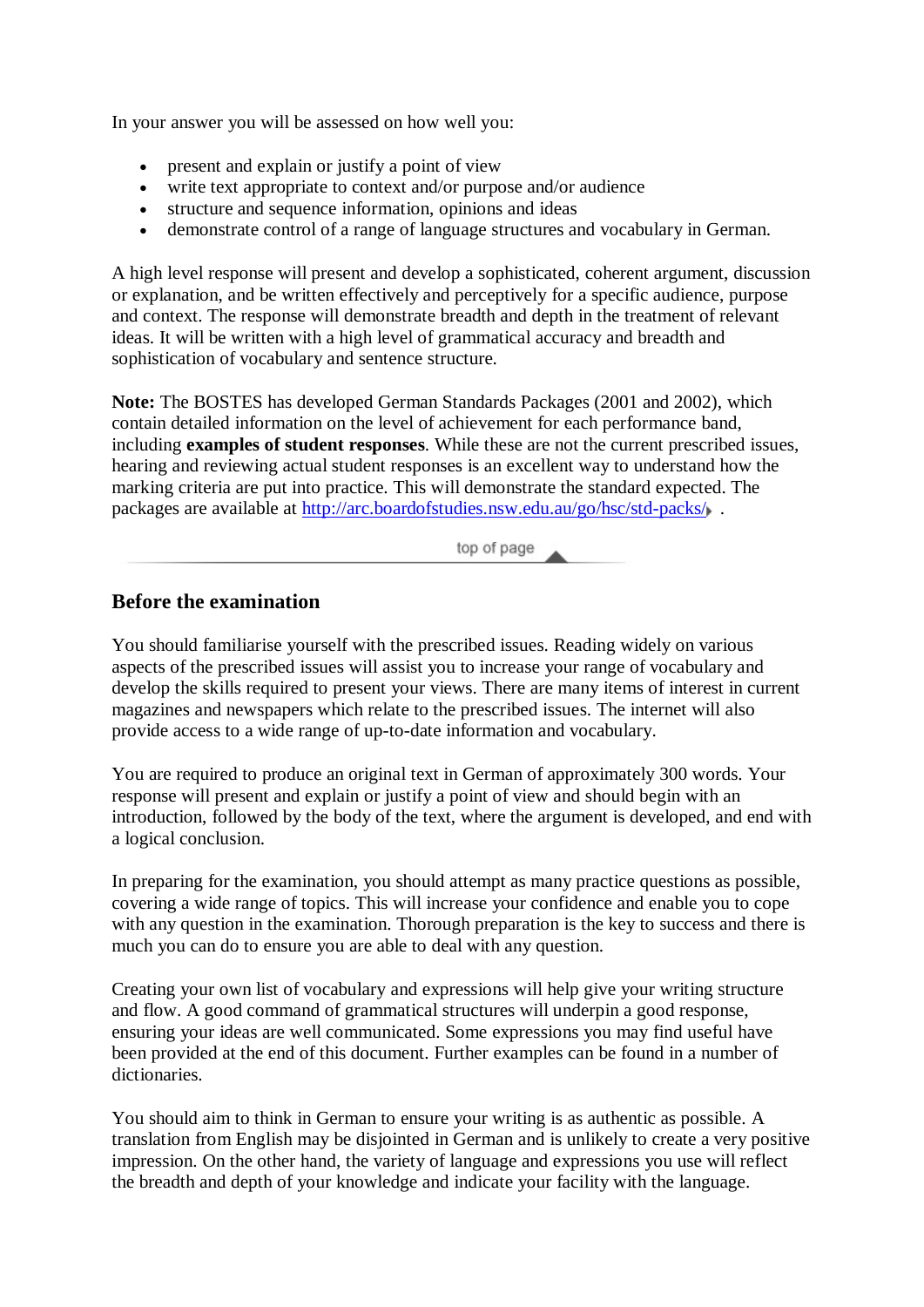In your answer you will be assessed on how well you:

- present and explain or justify a point of view
- write text appropriate to context and/or purpose and/or audience
- structure and sequence information, opinions and ideas
- demonstrate control of a range of language structures and vocabulary in German.

A high level response will present and develop a sophisticated, coherent argument, discussion or explanation, and be written effectively and perceptively for a specific audience, purpose and context. The response will demonstrate breadth and depth in the treatment of relevant ideas. It will be written with a high level of grammatical accuracy and breadth and sophistication of vocabulary and sentence structure.

**Note:** The BOSTES has developed German Standards Packages (2001 and 2002), which contain detailed information on the level of achievement for each performance band, including **examples of student responses**. While these are not the current prescribed issues, hearing and reviewing actual student responses is an excellent way to understand how the marking criteria are put into practice. This will demonstrate the standard expected. The packages are available at [http://arc.boardofstudies.nsw.edu.au/go/hsc/std-packs/](http://arc.boardofstudies.nsw.edu.au/go/hsc/std-packs/) .

top of page

## Before the examination

You should familiarise yourself with the prescribed issues. Reading widely on various aspects of the prescribed issues will assist you to increase your range of vocabulary and develop the skills required to present your views. There are many items of interest in current magazines and newspapers which relate to the prescribed issues. The internet will also provide access to a wide range of up-to-date information and vocabulary.

You are required to produce an original text in German of approximately 300 words. Your response will present and explain or justify a point of view and should begin with an introduction, followed by the body of the text, where the argument is developed, and end with a logical conclusion.

In preparing for the examination, you should attempt as many practice questions as possible, covering a wide range of topics. This will increase your confidence and enable you to cope with any question in the examination. Thorough preparation is the key to success and there is much you can do to ensure you are able to deal with any question.

Creating your own list of vocabulary and expressions will help give your writing structure and flow. A good command of grammatical structures will underpin a good response, ensuring your ideas are well communicated. Some expressions you may find useful have been provided at the end of this document. Further examples can be found in a number of dictionaries.

You should aim to think in German to ensure your writing is as authentic as possible. A translation from English may be disjointed in German and is unlikely to create a very positive impression. On the other hand, the variety of language and expressions you use will reflect the breadth and depth of your knowledge and indicate your facility with the language.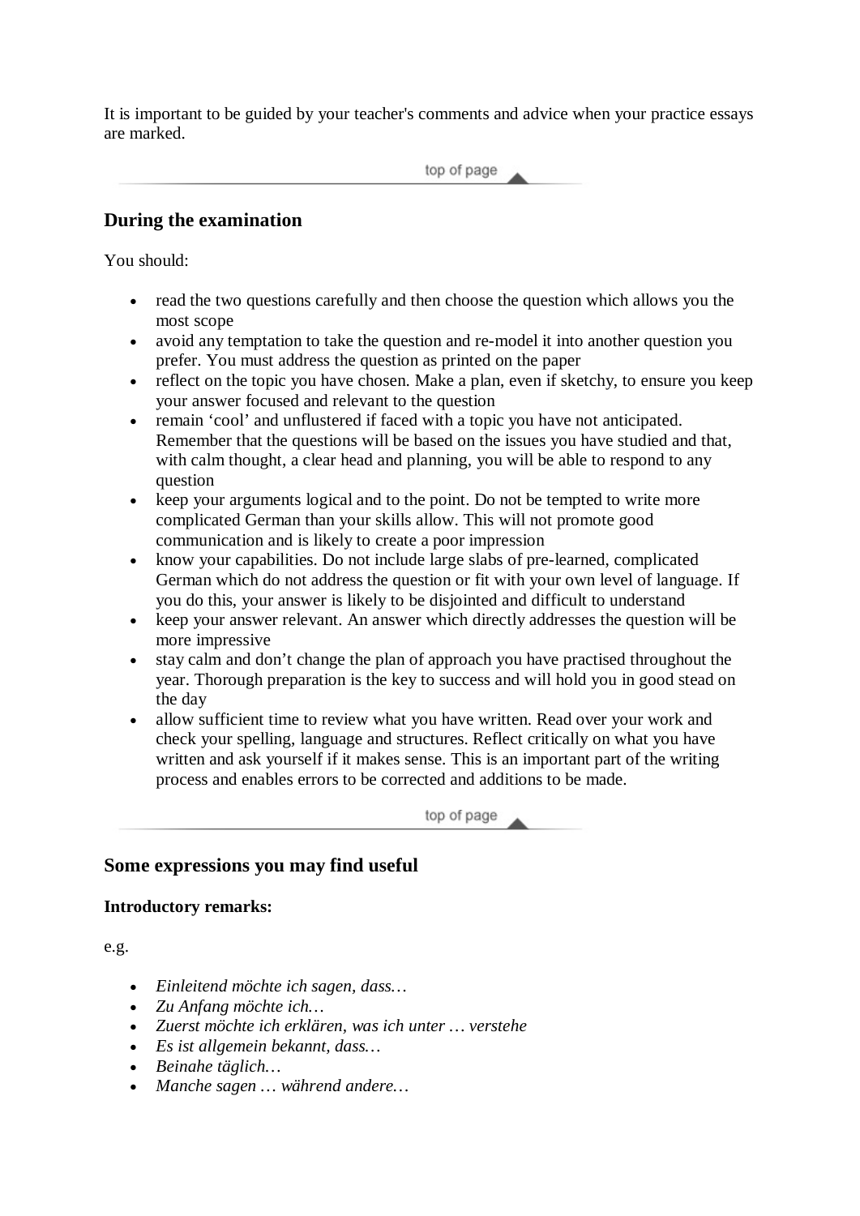It is important to be guided by your teacher's comments and advice when your practice essays are marked.

## During the examination

You should:

- read the two questions carefully and then choose the question which allows you the most scope
- avoid any temptation to take the question and re-model it into another question you prefer. You must address the question as printed on the paper
- reflect on the topic you have chosen. Make a plan, even if sketchy, to ensure you keep your answer focused and relevant to the question
- remain ‘cool’ and unflustered if faced with a topic you have not anticipated. Remember that the questions will be based on the issues you have studied and that, with calm thought, a clear head and planning, you will be able to respond to any question
- keep your arguments logical and to the point. Do not be tempted to write more complicated German than your skills allow. This will not promote good communication and is likely to create a poor impression
- know your capabilities. Do not include large slabs of pre-learned, complicated German which do not address the question or fit with your own level of language. If you do this, your answer is likely to be disjointed and difficult to understand
- keep your answer relevant. An answer which directly addresses the question will be more impressive
- stay calm and don’t change the plan of approach you have practised throughout the year. Thorough preparation is the key to success and will hold you in good stead on the day
- allow sufficient time to review what you have written. Read over your work and check your spelling, language and structures. Reflect critically on what you have written and ask yourself if it makes sense. This is an important part of the writing process and enables errors to be corrected and additions to be made.

## Some expressions you may find useful

**Introductory remarks:**

e.g.

- *Einleitend möchte ich sagen, dass…*
- *Zu Anfang möchte ich…*
- *Zuerst möchte ich erklären, was ich unter … verstehe*
- *Es ist allgemein bekannt, dass…*
- *Beinahe täglich…*
- *Manche sagen … während andere…*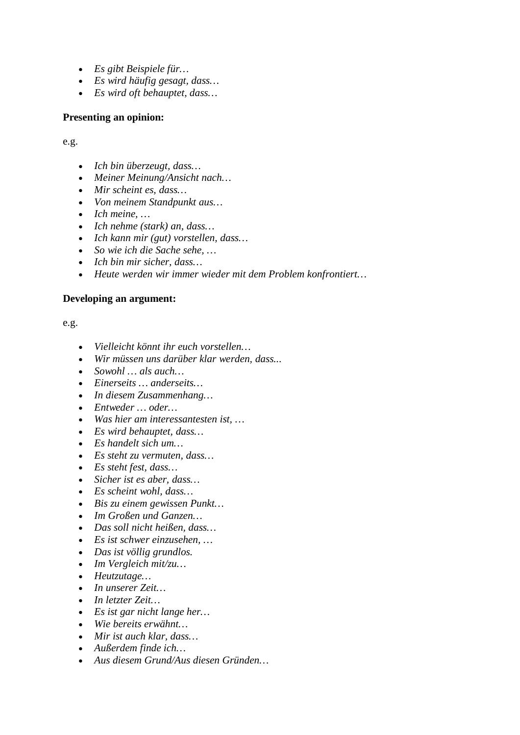- *Es gibt Beispiele für…*
- *Es wird häufig gesagt, dass…*
- *Es wird oft behauptet, dass…*

**Presenting an opinion:**

e.g.

- *Ich bin überzeugt, dass…*
- *Meiner Meinung/Ansicht nach…*
- *Mir scheint es, dass…*
- *Von meinem Standpunkt aus…*
- *Ich meine, …*
- *Ich nehme (stark) an, dass…*
- *Ich kann mir (gut) vorstellen, dass…*
- *So wie ich die Sache sehe, …*
- *Ich bin mir sicher, dass…*
- *Heute werden wir immer wieder mit dem Problem konfrontiert…*

**Developing an argument:**

e.g.

- *Vielleicht könnt ihr euch vorstellen…*
- *Wir müssen uns darüber klar werden, dass...*
- *Sowohl … als auch…*
- *Einerseits … anderseits…*
- *In diesem Zusammenhang…*
- *Entweder … oder…*
- *Was hier am interessantesten ist, …*
- *Es wird behauptet, dass…*
- *Es handelt sich um…*
- *Es steht zu vermuten, dass…*
- *Es steht fest, dass…*
- *Sicher ist es aber, dass…*
- *Es scheint wohl, dass…*
- *Bis zu einem gewissen Punkt…*
- *Im Großen und Ganzen…*
- *Das soll nicht heißen, dass…*
- *Es ist schwer einzusehen, …*
- *Das ist völlig grundlos.*
- *Im Vergleich mit/zu…*
- *Heutzutage…*
- *In unserer Zeit…*
- *In letzter Zeit…*
- *Es ist gar nicht lange her…*
- *Wie bereits erwähnt…*
- *Mir ist auch klar, dass…*
- *Außerdem finde ich…*
- *Aus diesem Grund/Aus diesen Gründen…*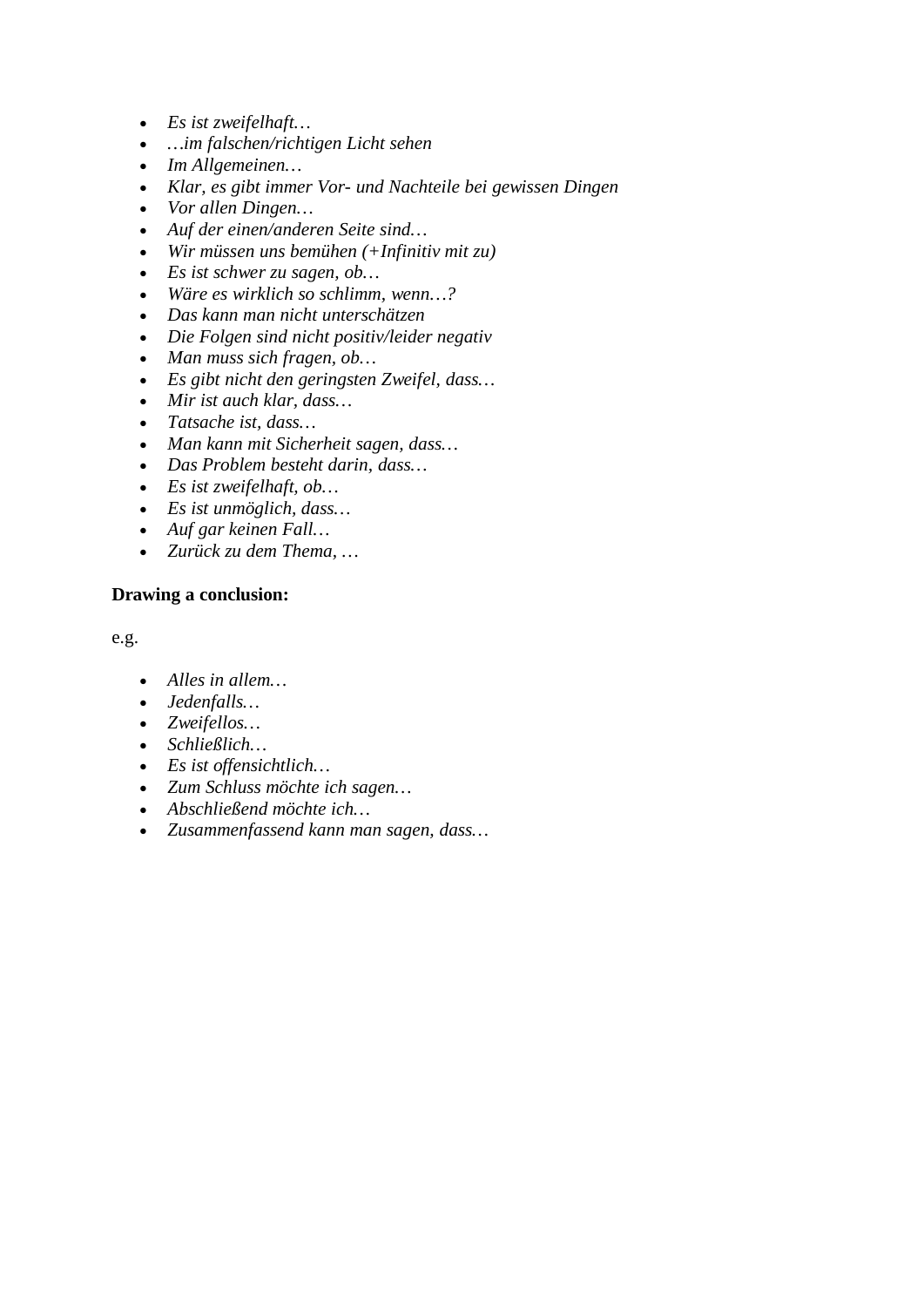- *Es ist zweifelhaft…*
- *…im falschen/richtigen Licht sehen*
- *Im Allgemeinen…*
- *Klar, es gibt immer Vor- und Nachteile bei gewissen Dingen*
- *Vor allen Dingen…*
- *Auf der einen/anderen Seite sind…*
- *Wir müssen uns bemühen (+Infinitiv mit zu)*
- *Es ist schwer zu sagen, ob…*
- *Wäre es wirklich so schlimm, wenn…?*
- *Das kann man nicht unterschätzen*
- *Die Folgen sind nicht positiv/leider negativ*
- *Man muss sich fragen, ob…*
- *Es gibt nicht den geringsten Zweifel, dass…*
- *Mir ist auch klar, dass…*
- *Tatsache ist, dass…*
- *Man kann mit Sicherheit sagen, dass…*
- *Das Problem besteht darin, dass…*
- *Es ist zweifelhaft, ob…*
- *Es ist unmöglich, dass…*
- *Auf gar keinen Fall…*
- *Zurück zu dem Thema, …*

**Drawing a conclusion:**

e.g.

- *Alles in allem…*
- *Jedenfalls…*
- *Zweifellos…*
- *Schließlich…*
- *Es ist offensichtlich…*
- *Zum Schluss möchte ich sagen…*
- *Abschließend möchte ich…*
- *Zusammenfassend kann man sagen, dass…*